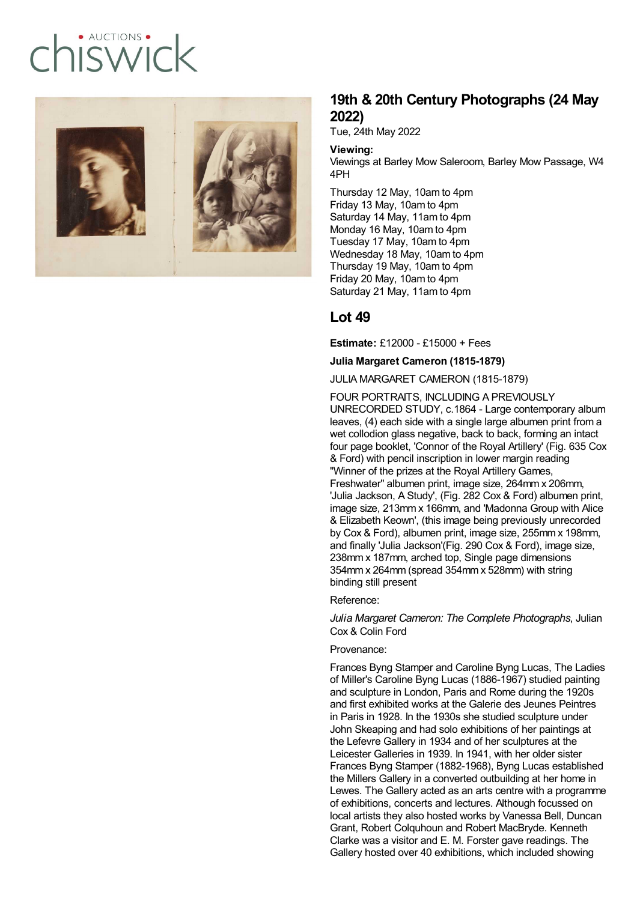chiswick • AUCTIONS •

# 19th & 20th Century Photographs (24 May 2022)

Tue, 24th May 2022

**Viewing:**

Viewings at Barley Mow Saleroom, Barley Mow Passage, W4 4PH

Thursday 12 May, 10am to 4pm
Friday 13 May, 10am to 4pm
Saturday 14 May, 11am to 4pm
Monday 16 May, 10am to 4pm
Tuesday 17 May, 10am to 4pm
Wednesday 18 May, 10am to 4pm
Thursday 19 May, 10am to 4pm
Friday 20 May, 10am to 4pm
Saturday 21 May, 11am to 4pm

## Lot 49

**Estimate:** £12000 - £15000 + Fees

**Julia Margaret Cameron (1815-1879)**

JULIA MARGARET CAMERON (1815-1879)

FOUR PORTRAITS, INCLUDING A PREVIOUSLY UNRECORDED STUDY, c.1864 - Large contemporary album leaves, (4) each side with a single large albumen print from a wet collodion glass negative, back to back, forming an intact four page booklet, 'Connor of the Royal Artillery' (Fig. 635 Cox & Ford) with pencil inscription in lower margin reading "Winner of the prizes at the Royal Artillery Games, Freshwater" albumen print, image size, 264mm x 206mm, 'Julia Jackson, A Study', (Fig. 282 Cox & Ford) albumen print, image size, 213mm x 166mm, and 'Madonna Group with Alice & Elizabeth Keown', (this image being previously unrecorded by Cox & Ford), albumen print, image size, 255mm x 198mm, and finally 'Julia Jackson'(Fig. 290 Cox & Ford), image size, 238mm x 187mm, arched top, Single page dimensions 354mm x 264mm (spread 354mm x 528mm) with string binding still present

Reference:

*Julia Margaret Cameron: The Complete Photographs*, Julian Cox & Colin Ford

Provenance:

Frances Byng Stamper and Caroline Byng Lucas, The Ladies of Miller's Caroline Byng Lucas (1886-1967) studied painting and sculpture in London, Paris and Rome during the 1920s and first exhibited works at the Galerie des Jeunes Peintres in Paris in 1928. In the 1930s she studied sculpture under John Skeaping and had solo exhibitions of her paintings at the Lefevre Gallery in 1934 and of her sculptures at the Leicester Galleries in 1939. In 1941, with her older sister Frances Byng Stamper (1882-1968), Byng Lucas established the Millers Gallery in a converted outbuilding at her home in Lewes. The Gallery acted as an arts centre with a programme of exhibitions, concerts and lectures. Although focussed on local artists they also hosted works by Vanessa Bell, Duncan Grant, Robert Colquhoun and Robert MacBryde. Kenneth Clarke was a visitor and E. M. Forster gave readings. The Gallery hosted over 40 exhibitions, which included showing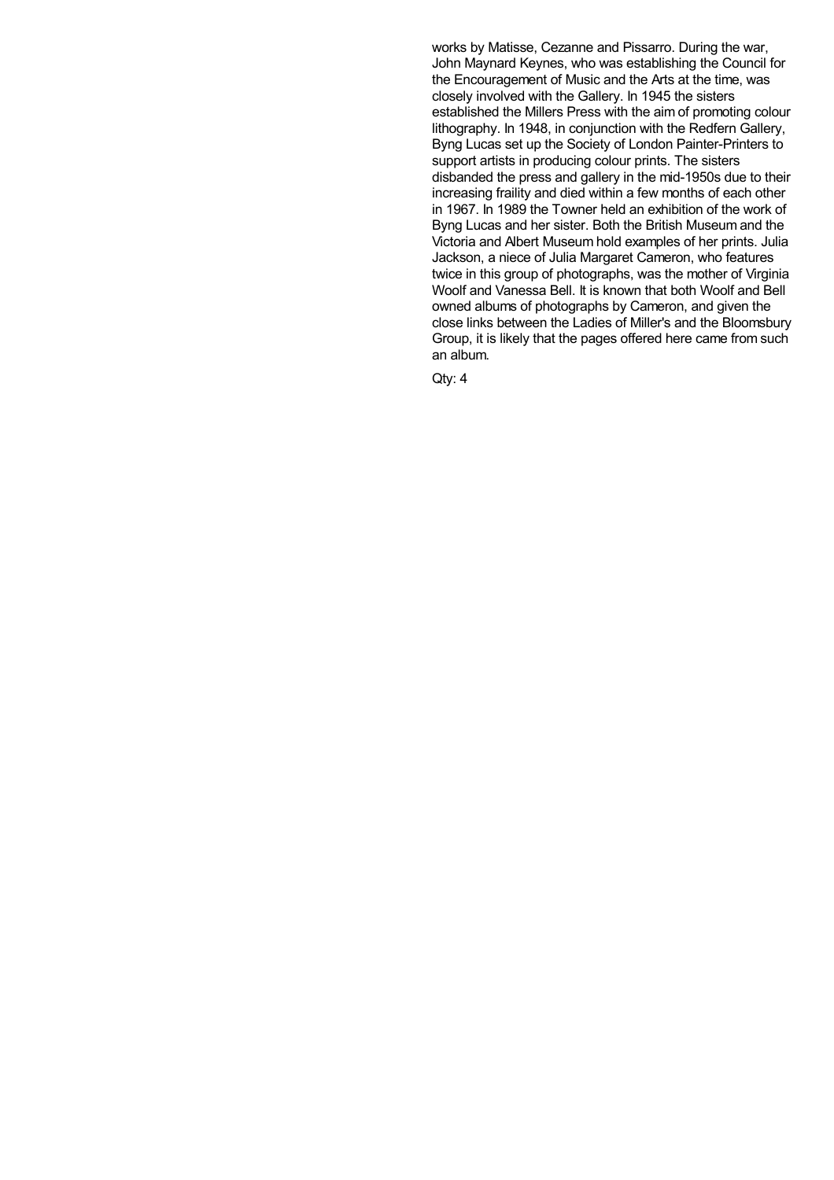works by Matisse, Cezanne and Pissarro. During the war, John Maynard Keynes, who was establishing the Council for the Encouragement of Music and the Arts at the time, was closely involved with the Gallery. In 1945 the sisters established the Millers Press with the aim of promoting colour lithography. In 1948, in conjunction with the Redfern Gallery, Byng Lucas set up the Society of London Painter-Printers to support artists in producing colour prints. The sisters disbanded the press and gallery in the mid-1950s due to their increasing fraility and died within a few months of each other in 1967. In 1989 the Towner held an exhibition of the work of Byng Lucas and her sister. Both the British Museum and the Victoria and Albert Museum hold examples of her prints. Julia Jackson, a niece of Julia Margaret Cameron, who features twice in this group of photographs, was the mother of Virginia Woolf and Vanessa Bell. It is known that both Woolf and Bell owned albums of photographs by Cameron, and given the close links between the Ladies of Miller's and the Bloomsbury Group, it is likely that the pages offered here came from such an album.

Qty: 4